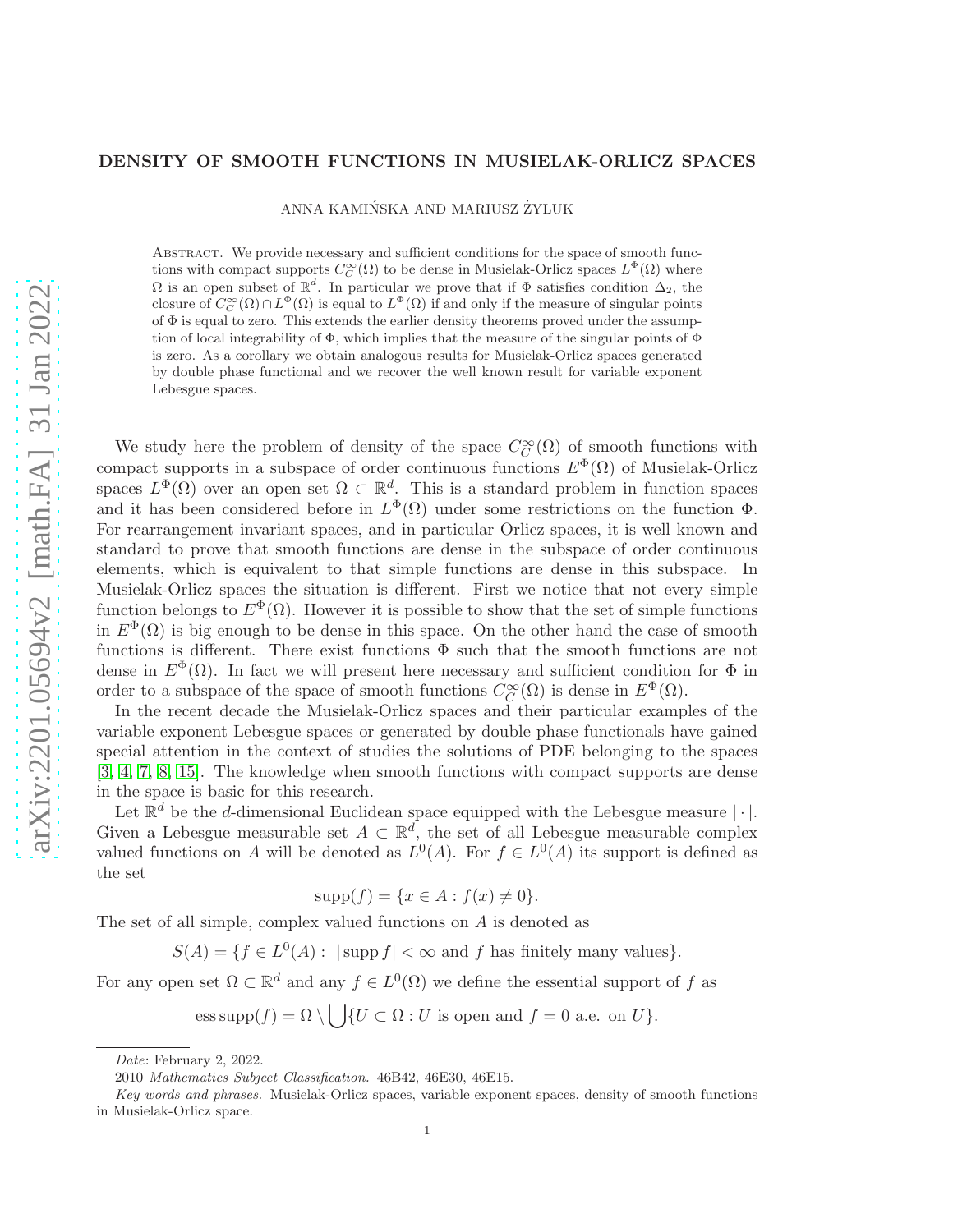# DENSITY OF SMOOTH FUNCTIONS IN MUSIELAK-ORLICZ SPACES

ANNA KAMIŃSKA AND MARIUSZ ŻYLUK

Abstract. We provide necessary and sufficient conditions for the space of smooth functions with compact supports $C_C^\infty(\Omega)$ to be dense in Musielak-Orlicz spaces $L^\Phi(\Omega)$ where $\Omega$ is an open subset of $\mathbb{R}^d$. In particular we prove that if $\Phi$ satisfies condition $\Delta_2$, the closure of $C_C^\infty(\Omega) \cap L^\Phi(\Omega)$ is equal to $L^\Phi(\Omega)$ if and only if the measure of singular points of $\Phi$ is equal to zero. This extends the earlier density theorems proved under the assumption of local integrability of $\Phi$, which implies that the measure of the singular points of $\Phi$ is zero. As a corollary we obtain analogous results for Musielak-Orlicz spaces generated by double phase functional and we recover the well known result for variable exponent Lebesgue spaces.

We study here the problem of density of the space $C_C^\infty(\Omega)$ of smooth functions with compact supports in a subspace of order continuous functions $E^\Phi(\Omega)$ of Musielak-Orlicz spaces $L^\Phi(\Omega)$ over an open set $\Omega \subset \mathbb{R}^d$. This is a standard problem in function spaces and it has been considered before in $L^\Phi(\Omega)$ under some restrictions on the function $\Phi$. For rearrangement invariant spaces, and in particular Orlicz spaces, it is well known and standard to prove that smooth functions are dense in the subspace of order continuous elements, which is equivalent to that simple functions are dense in this subspace. In Musielak-Orlicz spaces the situation is different. First we notice that not every simple function belongs to $E^\Phi(\Omega)$. However it is possible to show that the set of simple functions in $E^\Phi(\Omega)$ is big enough to be dense in this space. On the other hand the case of smooth functions is different. There exist functions $\Phi$ such that the smooth functions are not dense in $E^\Phi(\Omega)$. In fact we will present here necessary and sufficient condition for $\Phi$ in order to a subspace of the space of smooth functions $C_C^\infty(\Omega)$ is dense in $E^\Phi(\Omega)$.

In the recent decade the Musielak-Orlicz spaces and their particular examples of the variable exponent Lebesgue spaces or generated by double phase functionals have gained special attention in the context of studies the solutions of PDE belonging to the spaces [3, 4, 7, 8, 15]. The knowledge when smooth functions with compact supports are dense in the space is basic for this research.

Let $\mathbb{R}^d$ be the $d$-dimensional Euclidean space equipped with the Lebesgue measure $|\cdot|$. Given a Lebesgue measurable set $A \subset \mathbb{R}^d$, the set of all Lebesgue measurable complex valued functions on $A$ will be denoted as $L^0(A)$. For $f \in L^0(A)$ its support is defined as the set

$$\operatorname{supp}(f) = \{x \in A : f(x) \neq 0\}.$$

The set of all simple, complex valued functions on $A$ is denoted as

$$S(A) = \{f \in L^0(A) : \ |\operatorname{supp} f| < \infty \text{ and } f \text{ has finitely many values}\}.$$

For any open set $\Omega \subset \mathbb{R}^d$ and any $f \in L^0(\Omega)$ we define the essential support of $f$ as

$$\operatorname{ess\,supp}(f) = \Omega \setminus \bigcup \{U \subset \Omega : U \text{ is open and } f = 0 \text{ a.e. on } U\}.$$

*Date*: February 2, 2022.

2010 *Mathematics Subject Classification.* 46B42, 46E30, 46E15.

*Key words and phrases.* Musielak-Orlicz spaces, variable exponent spaces, density of smooth functions in Musielak-Orlicz space.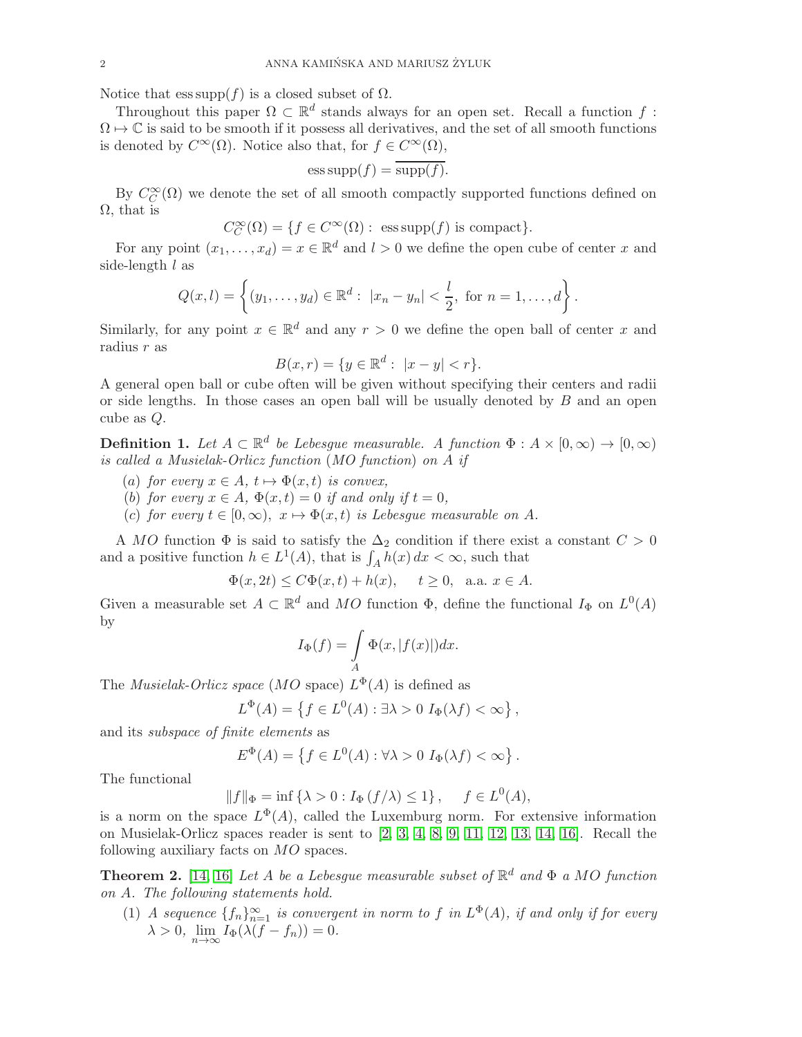Notice that $\operatorname{ess\,supp}(f)$ is a closed subset of $\Omega$.

Throughout this paper $\Omega \subset \mathbb{R}^d$ stands always for an open set. Recall a function $f : \Omega \mapsto \mathbb{C}$ is said to be smooth if it possess all derivatives, and the set of all smooth functions is denoted by $C^\infty(\Omega)$. Notice also that, for $f \in C^\infty(\Omega)$,

$$\operatorname{ess\,supp}(f) = \overline{\operatorname{supp}(f)}.$$

By $C_C^\infty(\Omega)$ we denote the set of all smooth compactly supported functions defined on $\Omega$, that is

$$C_C^\infty(\Omega) = \{f \in C^\infty(\Omega) : \operatorname{ess\,supp}(f) \text{ is compact}\}.$$

For any point $(x_1, \ldots, x_d) = x \in \mathbb{R}^d$ and $l > 0$ we define the open cube of center $x$ and side-length $l$ as

$$Q(x, l) = \left\{(y_1, \ldots, y_d) \in \mathbb{R}^d : |x_n - y_n| < \frac{l}{2}, \text{ for } n = 1, \ldots, d\right\}.$$

Similarly, for any point $x \in \mathbb{R}^d$ and any $r > 0$ we define the open ball of center $x$ and radius $r$ as

$$B(x, r) = \{y \in \mathbb{R}^d : |x - y| < r\}.$$

A general open ball or cube often will be given without specifying their centers and radii or side lengths. In those cases an open ball will be usually denoted by $B$ and an open cube as $Q$.

**Definition 1.** *Let $A \subset \mathbb{R}^d$ be Lebesgue measurable. A function $\Phi : A \times [0, \infty) \to [0, \infty)$ is called a Musielak-Orlicz function (MO function) on $A$ if*

(a) *for every $x \in A$, $t \mapsto \Phi(x, t)$ is convex,*
(b) *for every $x \in A$, $\Phi(x, t) = 0$ if and only if $t = 0$,*
(c) *for every $t \in [0, \infty)$, $x \mapsto \Phi(x, t)$ is Lebesgue measurable on $A$.*

A *MO* function $\Phi$ is said to satisfy the $\Delta_2$ condition if there exist a constant $C > 0$ and a positive function $h \in L^1(A)$, that is $\int_A h(x)\, dx < \infty$, such that

$$\Phi(x, 2t) \le C\Phi(x, t) + h(x), \quad t \ge 0, \ \text{ a.a. } x \in A.$$

Given a measurable set $A \subset \mathbb{R}^d$ and *MO* function $\Phi$, define the functional $I_\Phi$ on $L^0(A)$ by

$$I_\Phi(f) = \int_A \Phi(x, |f(x)|) dx.$$

The *Musielak-Orlicz space* (*MO* space) $L^\Phi(A)$ is defined as

$$L^\Phi(A) = \left\{f \in L^0(A) : \exists \lambda > 0 \ I_\Phi(\lambda f) < \infty\right\},$$

and its *subspace of finite elements* as

$$E^\Phi(A) = \left\{f \in L^0(A) : \forall \lambda > 0 \ I_\Phi(\lambda f) < \infty\right\}.$$

The functional

$$\|f\|_\Phi = \inf\left\{\lambda > 0 : I_\Phi(f/\lambda) \le 1\right\}, \quad f \in L^0(A),$$

is a norm on the space $L^\Phi(A)$, called the Luxemburg norm. For extensive information on Musielak-Orlicz spaces reader is sent to [2, 3, 4, 8, 9, 11, 12, 13, 14, 16]. Recall the following auxiliary facts on *MO* spaces.

**Theorem 2.** [14, 16] *Let $A$ be a Lebesgue measurable subset of $\mathbb{R}^d$ and $\Phi$ a MO function on $A$. The following statements hold.*

(1) *A sequence $\{f_n\}_{n=1}^\infty$ is convergent in norm to $f$ in $L^\Phi(A)$, if and only if for every $\lambda > 0$, $\lim_{n\to\infty} I_\Phi(\lambda(f - f_n)) = 0$.*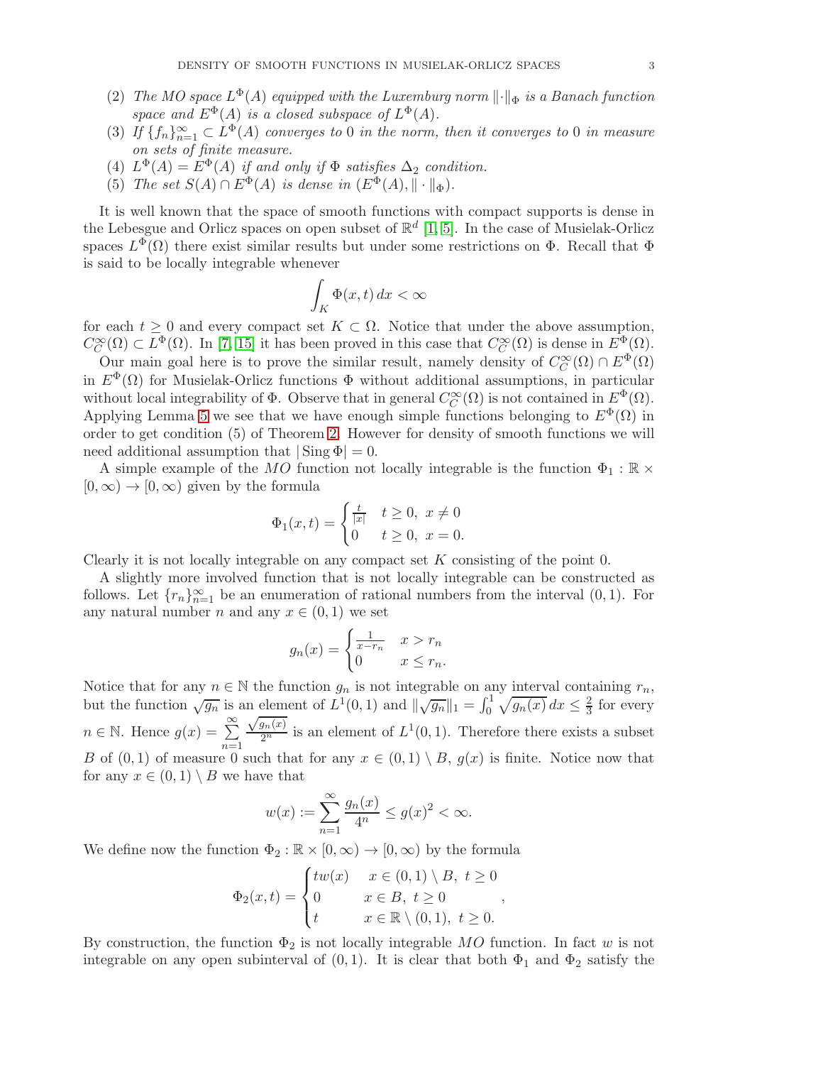(2) *The MO space $L^\Phi(A)$ equipped with the Luxemburg norm $\|\cdot\|_\Phi$ is a Banach function space and $E^\Phi(A)$ is a closed subspace of $L^\Phi(A)$.*

(3) *If $\{f_n\}_{n=1}^\infty \subset L^\Phi(A)$ converges to 0 in the norm, then it converges to 0 in measure on sets of finite measure.*

(4) *$L^\Phi(A) = E^\Phi(A)$ if and only if $\Phi$ satisfies $\Delta_2$ condition.*

(5) *The set $S(A) \cap E^\Phi(A)$ is dense in $(E^\Phi(A), \|\cdot\|_\Phi)$.*

It is well known that the space of smooth functions with compact supports is dense in the Lebesgue and Orlicz spaces on open subset of $\mathbb{R}^d$ [1, 5]. In the case of Musielak-Orlicz spaces $L^\Phi(\Omega)$ there exist similar results but under some restrictions on $\Phi$. Recall that $\Phi$ is said to be locally integrable whenever

$$\int_K \Phi(x,t)\,dx < \infty$$

for each $t \geq 0$ and every compact set $K \subset \Omega$. Notice that under the above assumption, $C_C^\infty(\Omega) \subset L^\Phi(\Omega)$. In [7, 15] it has been proved in this case that $C_C^\infty(\Omega)$ is dense in $E^\Phi(\Omega)$.

Our main goal here is to prove the similar result, namely density of $C_C^\infty(\Omega) \cap E^\Phi(\Omega)$ in $E^\Phi(\Omega)$ for Musielak-Orlicz functions $\Phi$ without additional assumptions, in particular without local integrability of $\Phi$. Observe that in general $C_C^\infty(\Omega)$ is not contained in $E^\Phi(\Omega)$. Applying Lemma 5 we see that we have enough simple functions belonging to $E^\Phi(\Omega)$ in order to get condition (5) of Theorem 2. However for density of smooth functions we will need additional assumption that $|\operatorname{Sing}\Phi| = 0$.

A simple example of the *MO* function not locally integrable is the function $\Phi_1 : \mathbb{R} \times [0,\infty) \to [0,\infty)$ given by the formula

$$\Phi_1(x,t) = \begin{cases} \frac{t}{|x|} & t \geq 0,\ x \neq 0 \\ 0 & t \geq 0,\ x = 0. \end{cases}$$

Clearly it is not locally integrable on any compact set $K$ consisting of the point 0.

A slightly more involved function that is not locally integrable can be constructed as follows. Let $\{r_n\}_{n=1}^\infty$ be an enumeration of rational numbers from the interval $(0,1)$. For any natural number $n$ and any $x \in (0,1)$ we set

$$g_n(x) = \begin{cases} \frac{1}{x - r_n} & x > r_n \\ 0 & x \leq r_n. \end{cases}$$

Notice that for any $n \in \mathbb{N}$ the function $g_n$ is not integrable on any interval containing $r_n$, but the function $\sqrt{g_n}$ is an element of $L^1(0,1)$ and $\|\sqrt{g_n}\|_1 = \int_0^1 \sqrt{g_n(x)}\,dx \leq \frac{2}{3}$ for every $n \in \mathbb{N}$. Hence $g(x) = \sum_{n=1}^\infty \frac{\sqrt{g_n(x)}}{2^n}$ is an element of $L^1(0,1)$. Therefore there exists a subset $B$ of $(0,1)$ of measure 0 such that for any $x \in (0,1) \setminus B$, $g(x)$ is finite. Notice now that for any $x \in (0,1) \setminus B$ we have that

$$w(x) := \sum_{n=1}^\infty \frac{g_n(x)}{4^n} \leq g(x)^2 < \infty.$$

We define now the function $\Phi_2 : \mathbb{R} \times [0,\infty) \to [0,\infty)$ by the formula

$$\Phi_2(x,t) = \begin{cases} t w(x) & x \in (0,1) \setminus B,\ t \geq 0 \\ 0 & x \in B,\ t \geq 0 \\ t & x \in \mathbb{R} \setminus (0,1),\ t \geq 0. \end{cases},$$

By construction, the function $\Phi_2$ is not locally integrable *MO* function. In fact $w$ is not integrable on any open subinterval of $(0,1)$. It is clear that both $\Phi_1$ and $\Phi_2$ satisfy the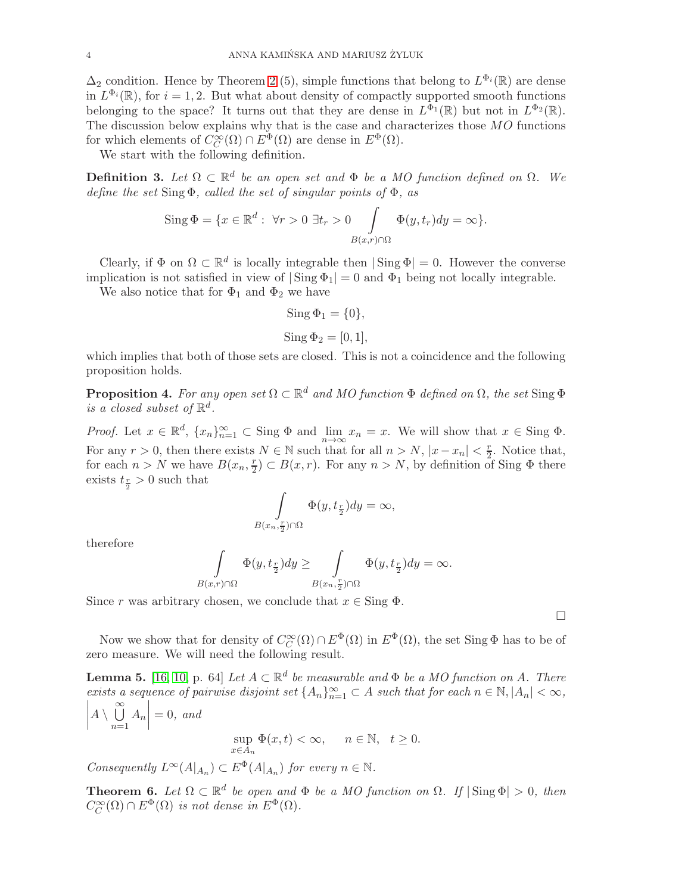$\Delta_2$ condition. Hence by Theorem 2 (5), simple functions that belong to $L^{\Phi_i}(\mathbb{R})$ are dense in $L^{\Phi_i}(\mathbb{R})$, for $i = 1, 2$. But what about density of compactly supported smooth functions belonging to the space? It turns out that they are dense in $L^{\Phi_1}(\mathbb{R})$ but not in $L^{\Phi_2}(\mathbb{R})$. The discussion below explains why that is the case and characterizes those $MO$ functions for which elements of $C_C^\infty(\Omega) \cap E^\Phi(\Omega)$ are dense in $E^\Phi(\Omega)$.

We start with the following definition.

**Definition 3.** *Let $\Omega \subset \mathbb{R}^d$ be an open set and $\Phi$ be a MO function defined on $\Omega$. We define the set $\operatorname{Sing}\Phi$, called the set of singular points of $\Phi$, as*

$$\operatorname{Sing}\Phi = \{x \in \mathbb{R}^d : \ \forall r > 0 \ \exists t_r > 0 \int_{B(x,r)\cap\Omega} \Phi(y, t_r)dy = \infty\}.$$

Clearly, if $\Phi$ on $\Omega \subset \mathbb{R}^d$ is locally integrable then $|\operatorname{Sing}\Phi| = 0$. However the converse implication is not satisfied in view of $|\operatorname{Sing}\Phi_1| = 0$ and $\Phi_1$ being not locally integrable.

We also notice that for $\Phi_1$ and $\Phi_2$ we have

$$\operatorname{Sing}\Phi_1 = \{0\},$$

$$\operatorname{Sing}\Phi_2 = [0, 1],$$

which implies that both of those sets are closed. This is not a coincidence and the following proposition holds.

**Proposition 4.** *For any open set $\Omega \subset \mathbb{R}^d$ and MO function $\Phi$ defined on $\Omega$, the set $\operatorname{Sing}\Phi$ is a closed subset of $\mathbb{R}^d$.*

*Proof.* Let $x \in \mathbb{R}^d$, $\{x_n\}_{n=1}^\infty \subset \operatorname{Sing}\Phi$ and $\lim_{n\to\infty} x_n = x$. We will show that $x \in \operatorname{Sing}\Phi$. For any $r > 0$, then there exists $N \in \mathbb{N}$ such that for all $n > N$, $|x - x_n| < \frac{r}{2}$. Notice that, for each $n > N$ we have $B(x_n, \frac{r}{2}) \subset B(x, r)$. For any $n > N$, by definition of $\operatorname{Sing}\Phi$ there exists $t_{\frac{r}{2}} > 0$ such that

$$\int_{B(x_n,\frac{r}{2})\cap\Omega} \Phi(y, t_{\frac{r}{2}})dy = \infty,$$

therefore

$$\int_{B(x,r)\cap\Omega} \Phi(y, t_{\frac{r}{2}})dy \geq \int_{B(x_n,\frac{r}{2})\cap\Omega} \Phi(y, t_{\frac{r}{2}})dy = \infty.$$

Since $r$ was arbitrary chosen, we conclude that $x \in \operatorname{Sing}\Phi$.

$\square$

Now we show that for density of $C_C^\infty(\Omega) \cap E^\Phi(\Omega)$ in $E^\Phi(\Omega)$, the set $\operatorname{Sing}\Phi$ has to be of zero measure. We will need the following result.

**Lemma 5.** [16, 10, p. 64] *Let $A \subset \mathbb{R}^d$ be measurable and $\Phi$ be a MO function on $A$. There exists a sequence of pairwise disjoint set $\{A_n\}_{n=1}^\infty \subset A$ such that for each $n \in \mathbb{N}$, $|A_n| < \infty$, $\left|A \setminus \bigcup_{n=1}^\infty A_n\right| = 0$, and*

$$\sup_{x\in A_n} \Phi(x, t) < \infty, \qquad n \in \mathbb{N}, \quad t \geq 0.$$

*Consequently $L^\infty(A|_{A_n}) \subset E^\Phi(A|_{A_n})$ for every $n \in \mathbb{N}$.*

**Theorem 6.** *Let $\Omega \subset \mathbb{R}^d$ be open and $\Phi$ be a MO function on $\Omega$. If $|\operatorname{Sing}\Phi| > 0$, then $C_C^\infty(\Omega) \cap E^\Phi(\Omega)$ is not dense in $E^\Phi(\Omega)$.*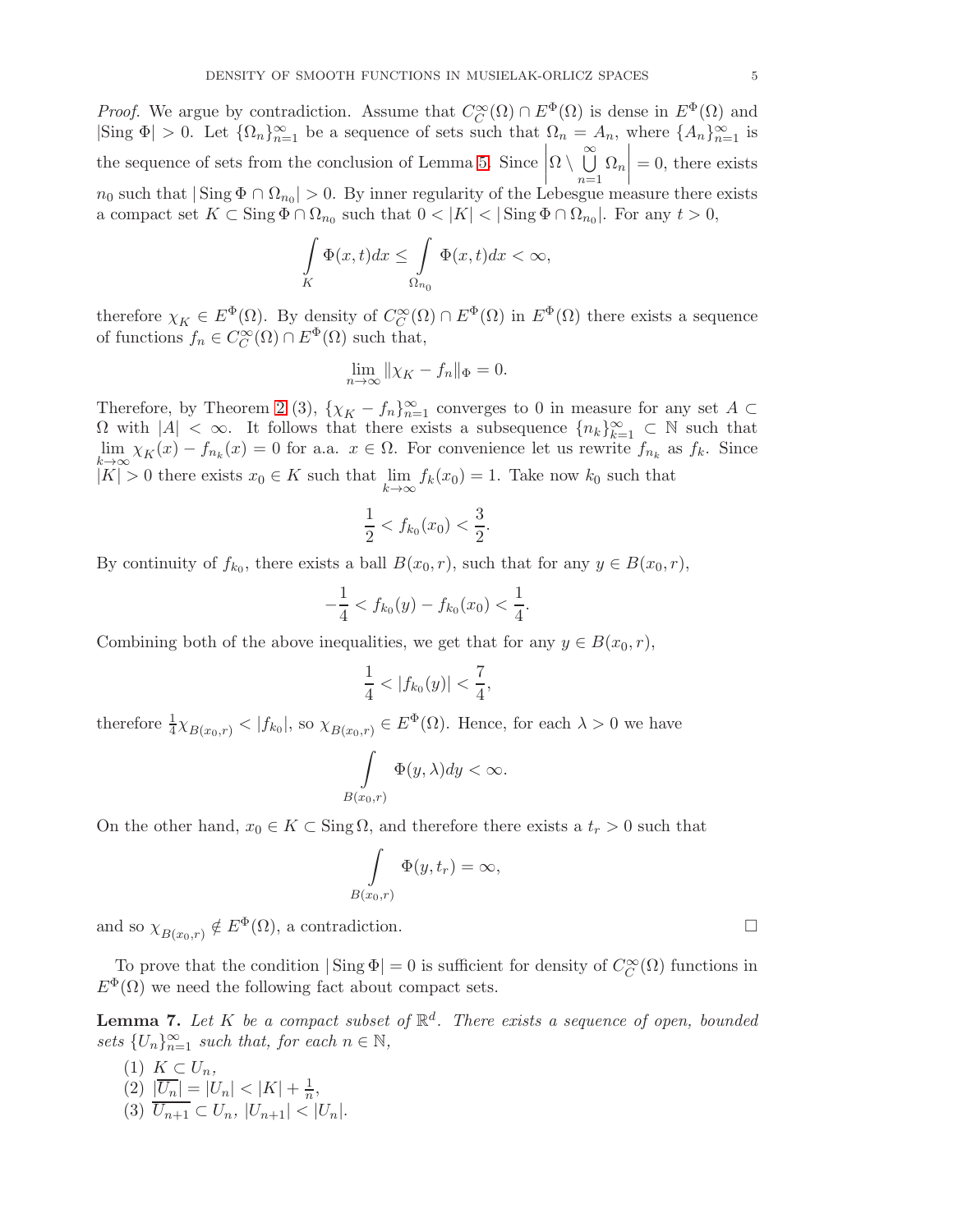*Proof.* We argue by contradiction. Assume that $C_C^\infty(\Omega) \cap E^\Phi(\Omega)$ is dense in $E^\Phi(\Omega)$ and $|\text{Sing }\Phi| > 0$. Let $\{\Omega_n\}_{n=1}^\infty$ be a sequence of sets such that $\Omega_n = A_n$, where $\{A_n\}_{n=1}^\infty$ is the sequence of sets from the conclusion of Lemma 5. Since $\left|\Omega \setminus \bigcup_{n=1}^\infty \Omega_n\right| = 0$, there exists $n_0$ such that $|\operatorname{Sing}\Phi \cap \Omega_{n_0}| > 0$. By inner regularity of the Lebesgue measure there exists a compact set $K \subset \operatorname{Sing}\Phi \cap \Omega_{n_0}$ such that $0 < |K| < |\operatorname{Sing}\Phi \cap \Omega_{n_0}|$. For any $t > 0$,

$$\int_K \Phi(x,t)dx \leq \int_{\Omega_{n_0}} \Phi(x,t)dx < \infty,$$

therefore $\chi_K \in E^\Phi(\Omega)$. By density of $C_C^\infty(\Omega) \cap E^\Phi(\Omega)$ in $E^\Phi(\Omega)$ there exists a sequence of functions $f_n \in C_C^\infty(\Omega) \cap E^\Phi(\Omega)$ such that,

$$\lim_{n\to\infty} \|\chi_K - f_n\|_\Phi = 0.$$

Therefore, by Theorem 2 (3), $\{\chi_K - f_n\}_{n=1}^\infty$ converges to 0 in measure for any set $A \subset \Omega$ with $|A| < \infty$. It follows that there exists a subsequence $\{n_k\}_{k=1}^\infty \subset \mathbb{N}$ such that $\lim_{k\to\infty} \chi_K(x) - f_{n_k}(x) = 0$ for a.a. $x \in \Omega$. For convenience let us rewrite $f_{n_k}$ as $f_k$. Since $|K| > 0$ there exists $x_0 \in K$ such that $\lim_{k\to\infty} f_k(x_0) = 1$. Take now $k_0$ such that

$$\frac{1}{2} < f_{k_0}(x_0) < \frac{3}{2}.$$

By continuity of $f_{k_0}$, there exists a ball $B(x_0, r)$, such that for any $y \in B(x_0, r)$,

$$-\frac{1}{4} < f_{k_0}(y) - f_{k_0}(x_0) < \frac{1}{4}.$$

Combining both of the above inequalities, we get that for any $y \in B(x_0, r)$,

$$\frac{1}{4} < |f_{k_0}(y)| < \frac{7}{4},$$

therefore $\frac{1}{4}\chi_{B(x_0,r)} < |f_{k_0}|$, so $\chi_{B(x_0,r)} \in E^\Phi(\Omega)$. Hence, for each $\lambda > 0$ we have

$$\int_{B(x_0,r)} \Phi(y,\lambda)dy < \infty.$$

On the other hand, $x_0 \in K \subset \operatorname{Sing}\Omega$, and therefore there exists a $t_r > 0$ such that

$$\int_{B(x_0,r)} \Phi(y,t_r) = \infty,$$

and so $\chi_{B(x_0,r)} \notin E^\Phi(\Omega)$, a contradiction. □

To prove that the condition $|\operatorname{Sing}\Phi| = 0$ is sufficient for density of $C_C^\infty(\Omega)$ functions in $E^\Phi(\Omega)$ we need the following fact about compact sets.

**Lemma 7.** *Let $K$ be a compact subset of $\mathbb{R}^d$. There exists a sequence of open, bounded sets $\{U_n\}_{n=1}^\infty$ such that, for each $n \in \mathbb{N}$,*

1. $K \subset U_n$,
2. $|\overline{U_n}| = |U_n| < |K| + \frac{1}{n}$,
3. $\overline{U_{n+1}} \subset U_n$, $|U_{n+1}| < |U_n|$.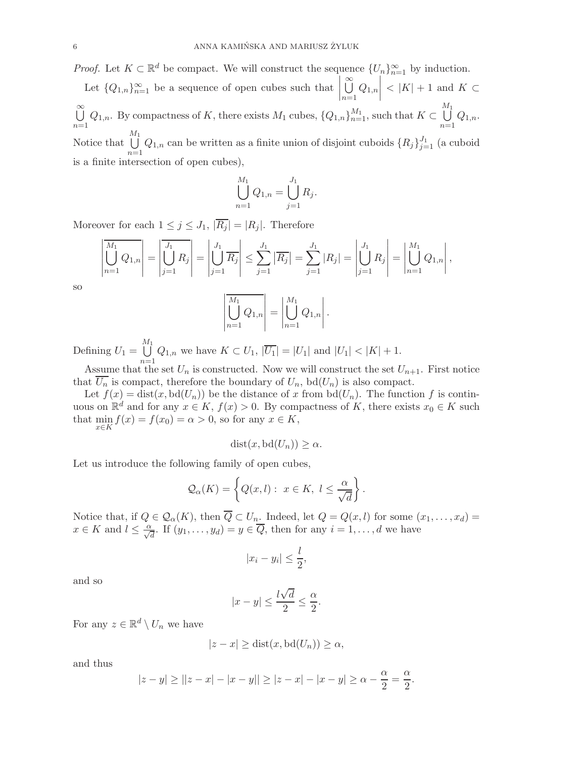*Proof.* Let $K \subset \mathbb{R}^d$ be compact. We will construct the sequence $\{U_n\}_{n=1}^\infty$ by induction.

Let $\{Q_{1,n}\}_{n=1}^\infty$ be a sequence of open cubes such that $\left|\bigcup_{n=1}^\infty Q_{1,n}\right| < |K| + 1$ and $K \subset \bigcup_{n=1}^\infty Q_{1,n}$. By compactness of $K$, there exists $M_1$ cubes, $\{Q_{1,n}\}_{n=1}^{M_1}$, such that $K \subset \bigcup_{n=1}^{M_1} Q_{1,n}$. Notice that $\bigcup_{n=1}^{M_1} Q_{1,n}$ can be written as a finite union of disjoint cuboids $\{R_j\}_{j=1}^{J_1}$ (a cuboid is a finite intersection of open cubes),

$$\bigcup_{n=1}^{M_1} Q_{1,n} = \bigcup_{j=1}^{J_1} R_j.$$

Moreover for each $1 \leq j \leq J_1$, $|\overline{R_j}| = |R_j|$. Therefore

$$\left|\overline{\bigcup_{n=1}^{M_1} Q_{1,n}}\right| = \left|\overline{\bigcup_{j=1}^{J_1} R_j}\right| = \left|\bigcup_{j=1}^{J_1} \overline{R_j}\right| \leq \sum_{j=1}^{J_1} |\overline{R_j}| = \sum_{j=1}^{J_1} |R_j| = \left|\bigcup_{j=1}^{J_1} R_j\right| = \left|\bigcup_{n=1}^{M_1} Q_{1,n}\right|,$$

so

$$\left|\overline{\bigcup_{n=1}^{M_1} Q_{1,n}}\right| = \left|\bigcup_{n=1}^{M_1} Q_{1,n}\right|.$$

Defining $U_1 = \bigcup_{n=1}^{M_1} Q_{1,n}$ we have $K \subset U_1$, $|\overline{U_1}| = |U_1|$ and $|U_1| < |K| + 1$.

Assume that the set $U_n$ is constructed. Now we will construct the set $U_{n+1}$. First notice that $\overline{U_n}$ is compact, therefore the boundary of $U_n$, $\mathrm{bd}(U_n)$ is also compact.

Let $f(x) = \mathrm{dist}(x, \mathrm{bd}(U_n))$ be the distance of $x$ from $\mathrm{bd}(U_n)$. The function $f$ is continuous on $\mathbb{R}^d$ and for any $x \in K$, $f(x) > 0$. By compactness of $K$, there exists $x_0 \in K$ such that $\min_{x \in K} f(x) = f(x_0) = \alpha > 0$, so for any $x \in K$,

$$\mathrm{dist}(x, \mathrm{bd}(U_n)) \geq \alpha.$$

Let us introduce the following family of open cubes,

$$\mathcal{Q}_\alpha(K) = \left\{ Q(x, l) : \ x \in K, \ l \leq \frac{\alpha}{\sqrt{d}} \right\}.$$

Notice that, if $Q \in \mathcal{Q}_\alpha(K)$, then $\overline{Q} \subset U_n$. Indeed, let $Q = Q(x, l)$ for some $(x_1, \ldots, x_d) = x \in K$ and $l \leq \frac{\alpha}{\sqrt{d}}$. If $(y_1, \ldots, y_d) = y \in \overline{Q}$, then for any $i = 1, \ldots, d$ we have

$$|x_i - y_i| \leq \frac{l}{2},$$

and so

$$|x - y| \leq \frac{l\sqrt{d}}{2} \leq \frac{\alpha}{2}.$$

For any $z \in \mathbb{R}^d \setminus U_n$ we have

$$|z - x| \geq \mathrm{dist}(x, \mathrm{bd}(U_n)) \geq \alpha,$$

and thus

$$|z - y| \geq ||z - x| - |x - y|| \geq |z - x| - |x - y| \geq \alpha - \frac{\alpha}{2} = \frac{\alpha}{2}.$$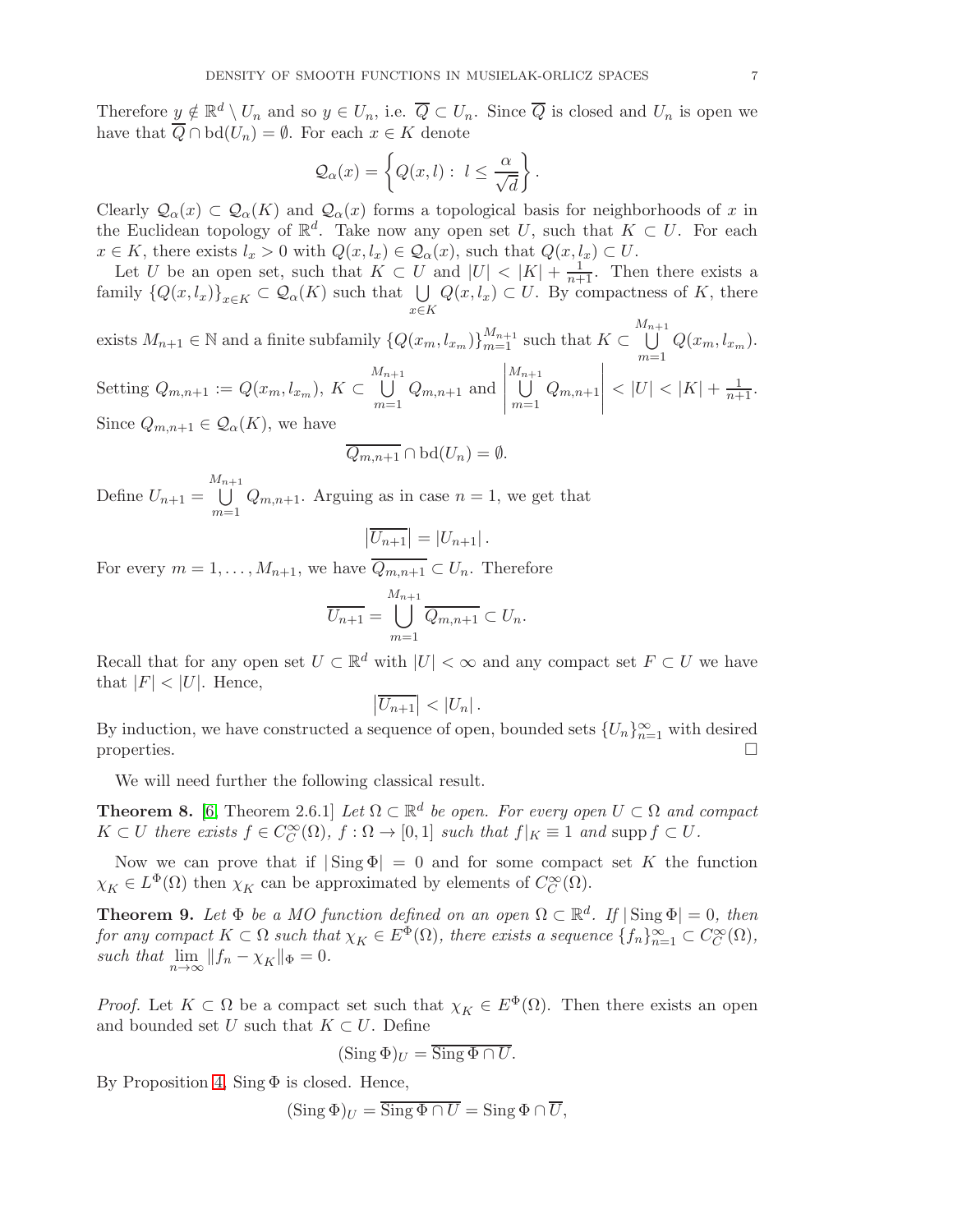Therefore $y \notin \mathbb{R}^d \setminus U_n$ and so $y \in U_n$, i.e. $\overline{Q} \subset U_n$. Since $\overline{Q}$ is closed and $U_n$ is open we have that $\overline{Q} \cap \operatorname{bd}(U_n) = \emptyset$. For each $x \in K$ denote

$$\mathcal{Q}_\alpha(x) = \left\{ Q(x,l) : \ l \leq \frac{\alpha}{\sqrt{d}} \right\}.$$

Clearly $\mathcal{Q}_\alpha(x) \subset \mathcal{Q}_\alpha(K)$ and $\mathcal{Q}_\alpha(x)$ forms a topological basis for neighborhoods of $x$ in the Euclidean topology of $\mathbb{R}^d$. Take now any open set $U$, such that $K \subset U$. For each $x \in K$, there exists $l_x > 0$ with $Q(x, l_x) \in \mathcal{Q}_\alpha(x)$, such that $Q(x, l_x) \subset U$.

Let $U$ be an open set, such that $K \subset U$ and $|U| < |K| + \frac{1}{n+1}$. Then there exists a family $\{Q(x, l_x)\}_{x \in K} \subset \mathcal{Q}_\alpha(K)$ such that $\bigcup\limits_{x \in K} Q(x, l_x) \subset U$. By compactness of $K$, there exists $M_{n+1} \in \mathbb{N}$ and a finite subfamily $\{Q(x_m, l_{x_m})\}_{m=1}^{M_{n+1}}$ such that $K \subset \bigcup\limits_{m=1}^{M_{n+1}} Q(x_m, l_{x_m})$. Setting $Q_{m,n+1} := Q(x_m, l_{x_m})$, $K \subset \bigcup\limits_{m=1}^{M_{n+1}} Q_{m,n+1}$ and $\left| \bigcup\limits_{m=1}^{M_{n+1}} Q_{m,n+1} \right| < |U| < |K| + \frac{1}{n+1}$. Since $Q_{m,n+1} \in \mathcal{Q}_\alpha(K)$, we have

$$\overline{Q_{m,n+1}} \cap \operatorname{bd}(U_n) = \emptyset.$$

Define $U_{n+1} = \bigcup\limits_{m=1}^{M_{n+1}} Q_{m,n+1}$. Arguing as in case $n = 1$, we get that

$$\left|\overline{U_{n+1}}\right| = |U_{n+1}|.$$

For every $m = 1, \ldots, M_{n+1}$, we have $\overline{Q_{m,n+1}} \subset U_n$. Therefore

$$\overline{U_{n+1}} = \bigcup_{m=1}^{M_{n+1}} \overline{Q_{m,n+1}} \subset U_n.$$

Recall that for any open set $U \subset \mathbb{R}^d$ with $|U| < \infty$ and any compact set $F \subset U$ we have that $|F| < |U|$. Hence,

$$\left|\overline{U_{n+1}}\right| < |U_n|.$$

By induction, we have constructed a sequence of open, bounded sets $\{U_n\}_{n=1}^\infty$ with desired properties. $\square$

We will need further the following classical result.

**Theorem 8.** [6, Theorem 2.6.1] *Let $\Omega \subset \mathbb{R}^d$ be open. For every open $U \subset \Omega$ and compact $K \subset U$ there exists $f \in C_C^\infty(\Omega)$, $f : \Omega \to [0,1]$ such that $f|_K \equiv 1$ and $\operatorname{supp} f \subset U$.*

Now we can prove that if $|\operatorname{Sing}\Phi| = 0$ and for some compact set $K$ the function $\chi_K \in L^\Phi(\Omega)$ then $\chi_K$ can be approximated by elements of $C_C^\infty(\Omega)$.

**Theorem 9.** *Let $\Phi$ be a MO function defined on an open $\Omega \subset \mathbb{R}^d$. If $|\operatorname{Sing}\Phi| = 0$, then for any compact $K \subset \Omega$ such that $\chi_K \in E^\Phi(\Omega)$, there exists a sequence $\{f_n\}_{n=1}^\infty \subset C_C^\infty(\Omega)$, such that $\lim\limits_{n\to\infty} \|f_n - \chi_K\|_\Phi = 0$.*

*Proof.* Let $K \subset \Omega$ be a compact set such that $\chi_K \in E^\Phi(\Omega)$. Then there exists an open and bounded set $U$ such that $K \subset U$. Define

$$(\operatorname{Sing}\Phi)_U = \overline{\operatorname{Sing}\Phi \cap U}.$$

By Proposition 4, $\operatorname{Sing}\Phi$ is closed. Hence,

$$(\operatorname{Sing}\Phi)_U = \overline{\operatorname{Sing}\Phi \cap U} = \operatorname{Sing}\Phi \cap \overline{U},$$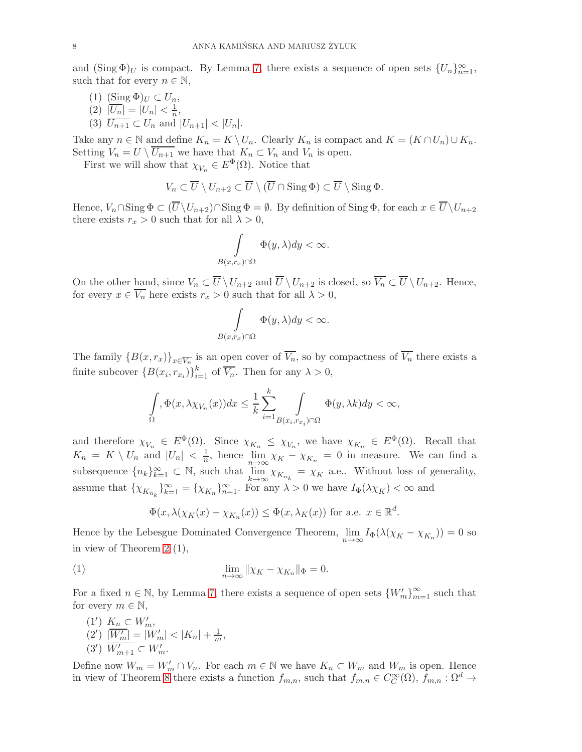and $(\operatorname{Sing}\Phi)_U$ is compact. By Lemma 7, there exists a sequence of open sets $\{U_n\}_{n=1}^\infty$, such that for every $n \in \mathbb{N}$,

1. $(\operatorname{Sing}\Phi)_U \subset U_n$,
2. $|\overline{U_n}| = |U_n| < \frac{1}{n}$,
3. $\overline{U_{n+1}} \subset U_n$ and $|U_{n+1}| < |U_n|$.

Take any $n \in \mathbb{N}$ and define $K_n = K \setminus U_n$. Clearly $K_n$ is compact and $K = (K \cap U_n) \cup K_n$. Setting $V_n = U \setminus \overline{U_{n+1}}$ we have that $K_n \subset V_n$ and $V_n$ is open.

First we will show that $\chi_{V_n} \in E^\Phi(\Omega)$. Notice that

$$V_n \subset \overline{U} \setminus U_{n+2} \subset \overline{U} \setminus (\overline{U} \cap \operatorname{Sing}\Phi) \subset \overline{U} \setminus \operatorname{Sing}\Phi.$$

Hence, $V_n \cap \operatorname{Sing}\Phi \subset (\overline{U} \setminus U_{n+2}) \cap \operatorname{Sing}\Phi = \emptyset$. By definition of $\operatorname{Sing}\Phi$, for each $x \in \overline{U} \setminus U_{n+2}$ there exists $r_x > 0$ such that for all $\lambda > 0$,

$$\int_{B(x,r_x)\cap\Omega} \Phi(y,\lambda)dy < \infty.$$

On the other hand, since $V_n \subset \overline{U} \setminus U_{n+2}$ and $\overline{U} \setminus U_{n+2}$ is closed, so $\overline{V_n} \subset \overline{U} \setminus U_{n+2}$. Hence, for every $x \in \overline{V_n}$ here exists $r_x > 0$ such that for all $\lambda > 0$,

$$\int_{B(x,r_x)\cap\Omega} \Phi(y,\lambda)dy < \infty.$$

The family $\{B(x,r_x)\}_{x\in\overline{V_n}}$ is an open cover of $\overline{V_n}$, so by compactness of $\overline{V_n}$ there exists a finite subcover $\{B(x_i,r_{x_i})\}_{i=1}^k$ of $\overline{V_n}$. Then for any $\lambda > 0$,

$$\int_\Omega, \Phi(x,\lambda\chi_{V_n}(x))dx \le \frac{1}{k}\sum_{i=1}^k \int_{B(x_i,r_{x_i})\cap\Omega} \Phi(y,\lambda k)dy < \infty,$$

and therefore $\chi_{V_n} \in E^\Phi(\Omega)$. Since $\chi_{K_n} \le \chi_{V_n}$, we have $\chi_{K_n} \in E^\Phi(\Omega)$. Recall that $K_n = K \setminus U_n$ and $|U_n| < \frac{1}{n}$, hence $\lim_{n\to\infty} \chi_K - \chi_{K_n} = 0$ in measure. We can find a subsequence $\{n_k\}_{k=1}^\infty \subset \mathbb{N}$, such that $\lim_{k\to\infty} \chi_{K_{n_k}} = \chi_K$ a.e.. Without loss of generality, assume that $\{\chi_{K_{n_k}}\}_{k=1}^\infty = \{\chi_{K_n}\}_{n=1}^\infty$. For any $\lambda > 0$ we have $I_\Phi(\lambda\chi_K) < \infty$ and

$$\Phi(x,\lambda(\chi_K(x) - \chi_{K_n}(x)) \le \Phi(x,\lambda_K(x)) \text{ for a.e. } x \in \mathbb{R}^d.$$

Hence by the Lebesgue Dominated Convergence Theorem, $\lim_{n\to\infty} I_\Phi(\lambda(\chi_K - \chi_{K_n})) = 0$ so in view of Theorem 2 (1),

$$\lim_{n\to\infty} \|\chi_K - \chi_{K_n}\|_\Phi = 0. \tag{1}$$

For a fixed $n \in \mathbb{N}$, by Lemma 7, there exists a sequence of open sets $\{W'_m\}_{m=1}^\infty$ such that for every $m \in \mathbb{N}$,

(1′) $K_n \subset W'_m$,
(2′) $|\overline{W'_m}| = |W'_m| < |K_n| + \frac{1}{m}$,
(3′) $\overline{W'_{m+1}} \subset W'_m$.

Define now $W_m = W'_m \cap V_n$. For each $m \in \mathbb{N}$ we have $K_n \subset W_m$ and $W_m$ is open. Hence in view of Theorem 8 there exists a function $f_{m,n}$, such that $f_{m,n} \in C_C^\infty(\Omega)$, $f_{m,n} : \Omega^d \to$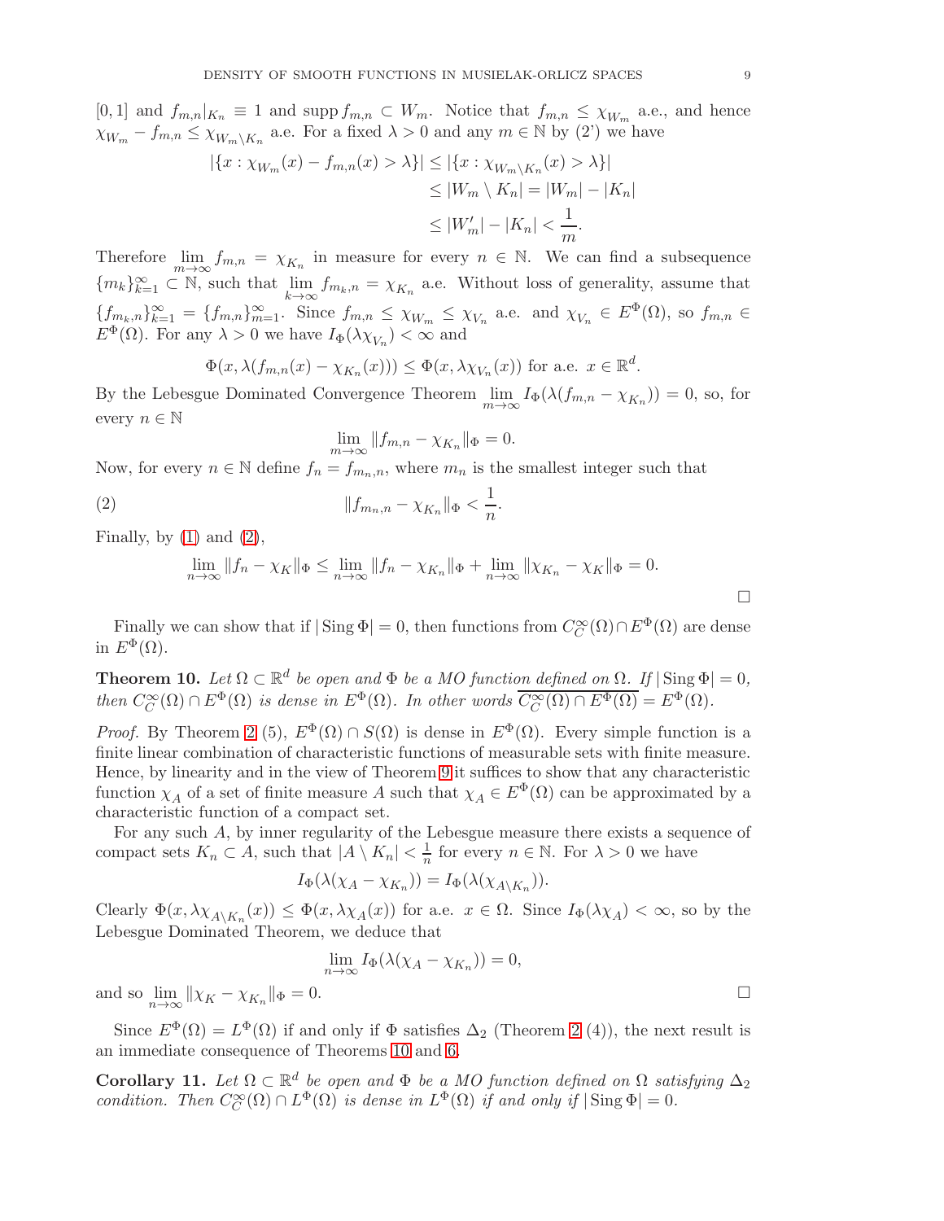$[0,1]$ and $f_{m,n}|_{K_n} \equiv 1$ and $\operatorname{supp} f_{m,n} \subset W_m$. Notice that $f_{m,n} \le \chi_{W_m}$ a.e., and hence $\chi_{W_m} - f_{m,n} \le \chi_{W_m \setminus K_n}$ a.e. For a fixed $\lambda > 0$ and any $m \in \mathbb{N}$ by (2') we have

$$
\begin{aligned}
|\{x : \chi_{W_m}(x) - f_{m,n}(x) > \lambda\}| &\le |\{x : \chi_{W_m \setminus K_n}(x) > \lambda\}| \\
&\le |W_m \setminus K_n| = |W_m| - |K_n| \\
&\le |W'_m| - |K_n| < \frac{1}{m}.
\end{aligned}
$$

Therefore $\lim_{m\to\infty} f_{m,n} = \chi_{K_n}$ in measure for every $n \in \mathbb{N}$. We can find a subsequence $\{m_k\}_{k=1}^{\infty} \subset \mathbb{N}$, such that $\lim_{k\to\infty} f_{m_k,n} = \chi_{K_n}$ a.e. Without loss of generality, assume that $\{f_{m_k,n}\}_{k=1}^{\infty} = \{f_{m,n}\}_{m=1}^{\infty}$. Since $f_{m,n} \le \chi_{W_m} \le \chi_{V_n}$ a.e. and $\chi_{V_n} \in E^{\Phi}(\Omega)$, so $f_{m,n} \in E^{\Phi}(\Omega)$. For any $\lambda > 0$ we have $I_{\Phi}(\lambda \chi_{V_n}) < \infty$ and

$$
\Phi(x, \lambda(f_{m,n}(x) - \chi_{K_n}(x))) \le \Phi(x, \lambda \chi_{V_n}(x)) \text{ for a.e. } x \in \mathbb{R}^d.
$$

By the Lebesgue Dominated Convergence Theorem $\lim_{m\to\infty} I_{\Phi}(\lambda(f_{m,n} - \chi_{K_n})) = 0$, so, for every $n \in \mathbb{N}$

$$
\lim_{m\to\infty} \|f_{m,n} - \chi_{K_n}\|_{\Phi} = 0.
$$

Now, for every $n \in \mathbb{N}$ define $f_n = f_{m_n,n}$, where $m_n$ is the smallest integer such that

$$
\|f_{m_n,n} - \chi_{K_n}\|_{\Phi} < \frac{1}{n}. \tag{2}
$$

Finally, by (1) and (2),

$$
\lim_{n\to\infty} \|f_n - \chi_K\|_{\Phi} \le \lim_{n\to\infty} \|f_n - \chi_{K_n}\|_{\Phi} + \lim_{n\to\infty} \|\chi_{K_n} - \chi_K\|_{\Phi} = 0.
$$

□

Finally we can show that if $|\operatorname{Sing}\Phi| = 0$, then functions from $C_C^{\infty}(\Omega) \cap E^{\Phi}(\Omega)$ are dense in $E^{\Phi}(\Omega)$.

**Theorem 10.** *Let $\Omega \subset \mathbb{R}^d$ be open and $\Phi$ be a MO function defined on $\Omega$. If $|\operatorname{Sing}\Phi| = 0$, then $C_C^{\infty}(\Omega) \cap E^{\Phi}(\Omega)$ is dense in $E^{\Phi}(\Omega)$. In other words $\overline{C_C^{\infty}(\Omega) \cap E^{\Phi}(\Omega)} = E^{\Phi}(\Omega)$.*

*Proof.* By Theorem 2 (5), $E^{\Phi}(\Omega) \cap S(\Omega)$ is dense in $E^{\Phi}(\Omega)$. Every simple function is a finite linear combination of characteristic functions of measurable sets with finite measure. Hence, by linearity and in the view of Theorem 9 it suffices to show that any characteristic function $\chi_A$ of a set of finite measure $A$ such that $\chi_A \in E^{\Phi}(\Omega)$ can be approximated by a characteristic function of a compact set.

For any such $A$, by inner regularity of the Lebesgue measure there exists a sequence of compact sets $K_n \subset A$, such that $|A \setminus K_n| < \frac{1}{n}$ for every $n \in \mathbb{N}$. For $\lambda > 0$ we have

$$
I_{\Phi}(\lambda(\chi_A - \chi_{K_n})) = I_{\Phi}(\lambda(\chi_{A\setminus K_n})).
$$

Clearly $\Phi(x, \lambda\chi_{A\setminus K_n}(x)) \le \Phi(x, \lambda\chi_A(x))$ for a.e. $x \in \Omega$. Since $I_{\Phi}(\lambda\chi_A) < \infty$, so by the Lebesgue Dominated Theorem, we deduce that

$$
\lim_{n\to\infty} I_{\Phi}(\lambda(\chi_A - \chi_{K_n})) = 0,
$$

and so $\lim_{n\to\infty} \|\chi_K - \chi_{K_n}\|_{\Phi} = 0$. □

Since $E^{\Phi}(\Omega) = L^{\Phi}(\Omega)$ if and only if $\Phi$ satisfies $\Delta_2$ (Theorem 2 (4)), the next result is an immediate consequence of Theorems 10 and 6.

**Corollary 11.** *Let $\Omega \subset \mathbb{R}^d$ be open and $\Phi$ be a MO function defined on $\Omega$ satisfying $\Delta_2$ condition. Then $C_C^{\infty}(\Omega) \cap L^{\Phi}(\Omega)$ is dense in $L^{\Phi}(\Omega)$ if and only if $|\operatorname{Sing}\Phi| = 0$.*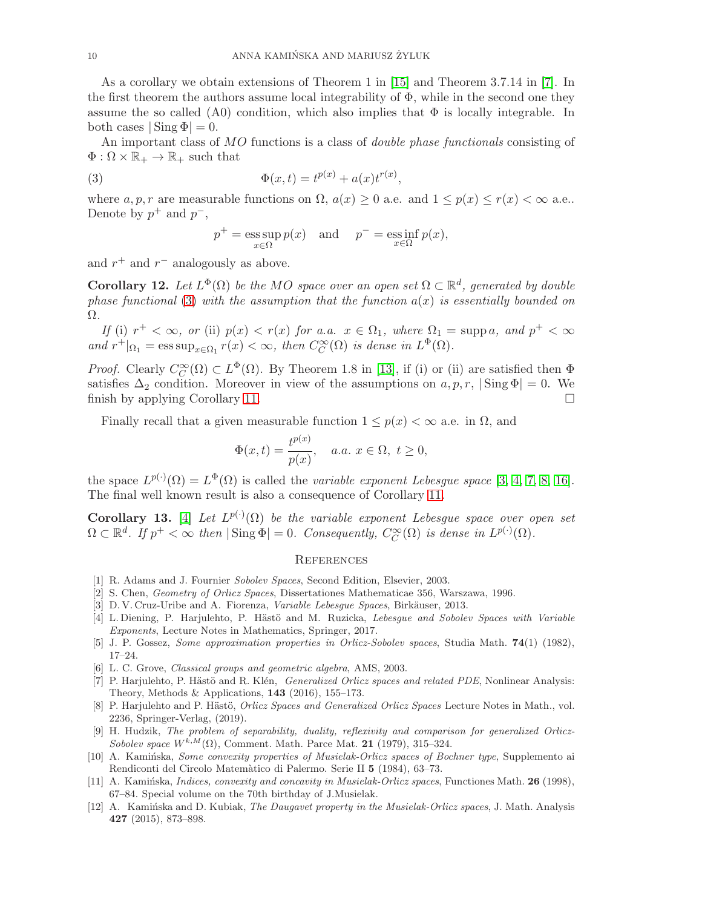As a corollary we obtain extensions of Theorem 1 in [15] and Theorem 3.7.14 in [7]. In the first theorem the authors assume local integrability of $\Phi$, while in the second one they assume the so called (A0) condition, which also implies that $\Phi$ is locally integrable. In both cases $|\operatorname{Sing}\Phi| = 0$.

An important class of *MO* functions is a class of *double phase functionals* consisting of $\Phi : \Omega \times \mathbb{R}_+ \to \mathbb{R}_+$ such that

$$\Phi(x,t) = t^{p(x)} + a(x)t^{r(x)}, \tag{3}$$

where $a, p, r$ are measurable functions on $\Omega$, $a(x) \geq 0$ a.e. and $1 \leq p(x) \leq r(x) < \infty$ a.e.. Denote by $p^+$ and $p^-$,

$$p^+ = \operatorname*{ess\,sup}_{x\in\Omega} p(x) \quad \text{and} \quad p^- = \operatorname*{ess\,inf}_{x\in\Omega} p(x),$$

and $r^+$ and $r^-$ analogously as above.

**Corollary 12.** *Let $L^\Phi(\Omega)$ be the MO space over an open set $\Omega \subset \mathbb{R}^d$, generated by double phase functional (3) with the assumption that the function $a(x)$ is essentially bounded on $\Omega$.*

*If* (i) *$r^+ < \infty$, or* (ii) *$p(x) < r(x)$ for a.a. $x \in \Omega_1$, where $\Omega_1 = \operatorname{supp} a$, and $p^+ < \infty$ and $r^+|_{\Omega_1} = \operatorname{ess\,sup}_{x\in\Omega_1} r(x) < \infty$, then $C_C^\infty(\Omega)$ is dense in $L^\Phi(\Omega)$.*

*Proof.* Clearly $C_C^\infty(\Omega) \subset L^\Phi(\Omega)$. By Theorem 1.8 in [13], if (i) or (ii) are satisfied then $\Phi$ satisfies $\Delta_2$ condition. Moreover in view of the assumptions on $a, p, r$, $|\operatorname{Sing}\Phi| = 0$. We finish by applying Corollary 11. □

Finally recall that a given measurable function $1 \leq p(x) < \infty$ a.e. in $\Omega$, and

$$\Phi(x,t) = \frac{t^{p(x)}}{p(x)}, \quad a.a.\ x \in \Omega,\ t \geq 0,$$

the space $L^{p(\cdot)}(\Omega) = L^\Phi(\Omega)$ is called the *variable exponent Lebesgue space* [3, 4, 7, 8, 16]. The final well known result is also a consequence of Corollary 11.

**Corollary 13.** [4] *Let $L^{p(\cdot)}(\Omega)$ be the variable exponent Lebesgue space over open set $\Omega \subset \mathbb{R}^d$. If $p^+ < \infty$ then $|\operatorname{Sing}\Phi| = 0$. Consequently, $C_C^\infty(\Omega)$ is dense in $L^{p(\cdot)}(\Omega)$.*

## References

[1] R. Adams and J. Fournier *Sobolev Spaces*, Second Edition, Elsevier, 2003.

[2] S. Chen, *Geometry of Orlicz Spaces*, Dissertationes Mathematicae 356, Warszawa, 1996.

[3] D. V. Cruz-Uribe and A. Fiorenza, *Variable Lebesgue Spaces*, Birkäuser, 2013.

[4] L. Diening, P. Harjulehto, P. Hästö and M. Ruzicka, *Lebesgue and Sobolev Spaces with Variable Exponents*, Lecture Notes in Mathematics, Springer, 2017.

[5] J. P. Gossez, *Some approximation properties in Orlicz-Sobolev spaces*, Studia Math. **74**(1) (1982), 17–24.

[6] L. C. Grove, *Classical groups and geometric algebra*, AMS, 2003.

[7] P. Harjulehto, P. Hästö and R. Klén, *Generalized Orlicz spaces and related PDE*, Nonlinear Analysis: Theory, Methods & Applications, **143** (2016), 155–173.

[8] P. Harjulehto and P. Hästö, *Orlicz Spaces and Generalized Orlicz Spaces* Lecture Notes in Math., vol. 2236, Springer-Verlag, (2019).

[9] H. Hudzik, *The problem of separability, duality, reflexivity and comparison for generalized Orlicz-Sobolev space $W^{k,M}(\Omega)$*, Comment. Math. Parce Mat. **21** (1979), 315–324.

[10] A. Kamińska, *Some convexity properties of Musielak-Orlicz spaces of Bochner type*, Supplemento ai Rendiconti del Circolo Matemàtico di Palermo. Serie II **5** (1984), 63–73.

[11] A. Kamińska, *Indices, convexity and concavity in Musielak-Orlicz spaces*, Functiones Math. **26** (1998), 67–84. Special volume on the 70th birthday of J.Musielak.

[12] A. Kamińska and D. Kubiak, *The Daugavet property in the Musielak-Orlicz spaces*, J. Math. Analysis **427** (2015), 873–898.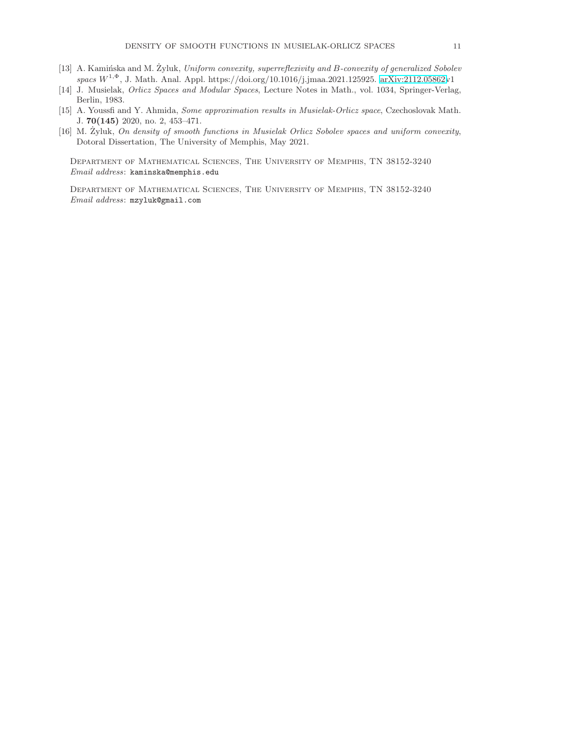[13] A. Kamińska and M. Żyluk, *Uniform convexity, superreflexivity and B-convexity of generalized Sobolev spacs* $W^{1,\Phi}$, J. Math. Anal. Appl. https://doi.org/10.1016/j.jmaa.2021.125925. arXiv:2112.05862v1

[14] J. Musielak, *Orlicz Spaces and Modular Spaces*, Lecture Notes in Math., vol. 1034, Springer-Verlag, Berlin, 1983.

[15] A. Youssfi and Y. Ahmida, *Some approximation results in Musielak-Orlicz space*, Czechoslovak Math. J. **70(145)** 2020, no. 2, 453–471.

[16] M. Żyluk, *On density of smooth functions in Musielak Orlicz Sobolev spaces and uniform convexity*, Dotoral Dissertation, The University of Memphis, May 2021.

Department of Mathematical Sciences, The University of Memphis, TN 38152-3240
*Email address*: `kaminska@memphis.edu`

Department of Mathematical Sciences, The University of Memphis, TN 38152-3240
*Email address*: `mzyluk@gmail.com`